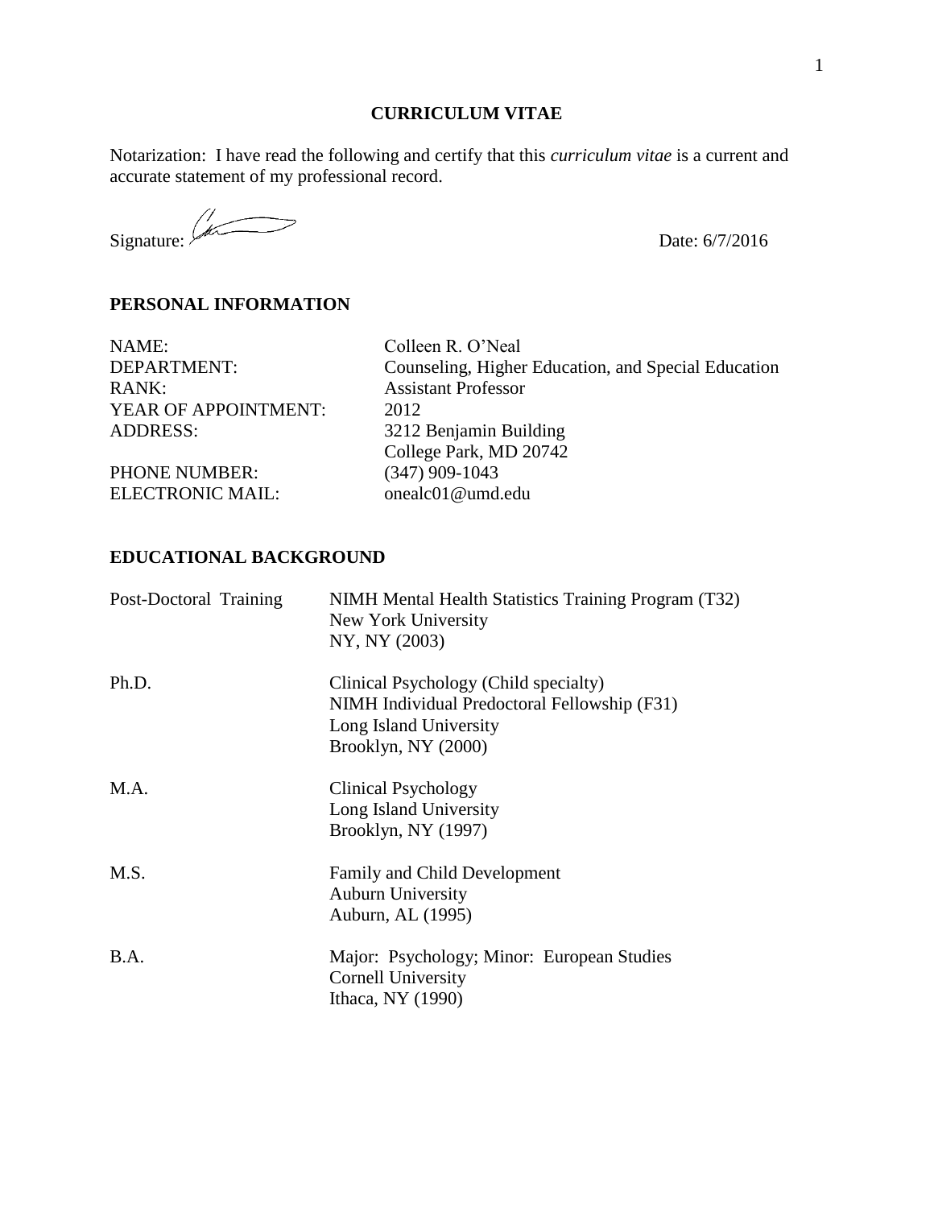# CURRICULUM VITAE

Notarization: I have read the following and certify that this *curriculum vitae* is a current and accurate statement of my professional record.

Signature: Date: 6/7/2016

## PERSONAL INFORMATION

| | |
|---|---|
| NAME: | Colleen R. O'Neal |
| DEPARTMENT: | Counseling, Higher Education, and Special Education |
| RANK: | Assistant Professor |
| YEAR OF APPOINTMENT: | 2012 |
| ADDRESS: | 3212 Benjamin Building<br>College Park, MD 20742 |
| PHONE NUMBER: | (347) 909-1043 |
| ELECTRONIC MAIL: | onealc01@umd.edu |

## EDUCATIONAL BACKGROUND

| | |
|---|---|
| Post-Doctoral Training | NIMH Mental Health Statistics Training Program (T32)<br>New York University<br>NY, NY (2003) |
| Ph.D. | Clinical Psychology (Child specialty)<br>NIMH Individual Predoctoral Fellowship (F31)<br>Long Island University<br>Brooklyn, NY (2000) |
| M.A. | Clinical Psychology<br>Long Island University<br>Brooklyn, NY (1997) |
| M.S. | Family and Child Development<br>Auburn University<br>Auburn, AL (1995) |
| B.A. | Major: Psychology; Minor: European Studies<br>Cornell University<br>Ithaca, NY (1990) |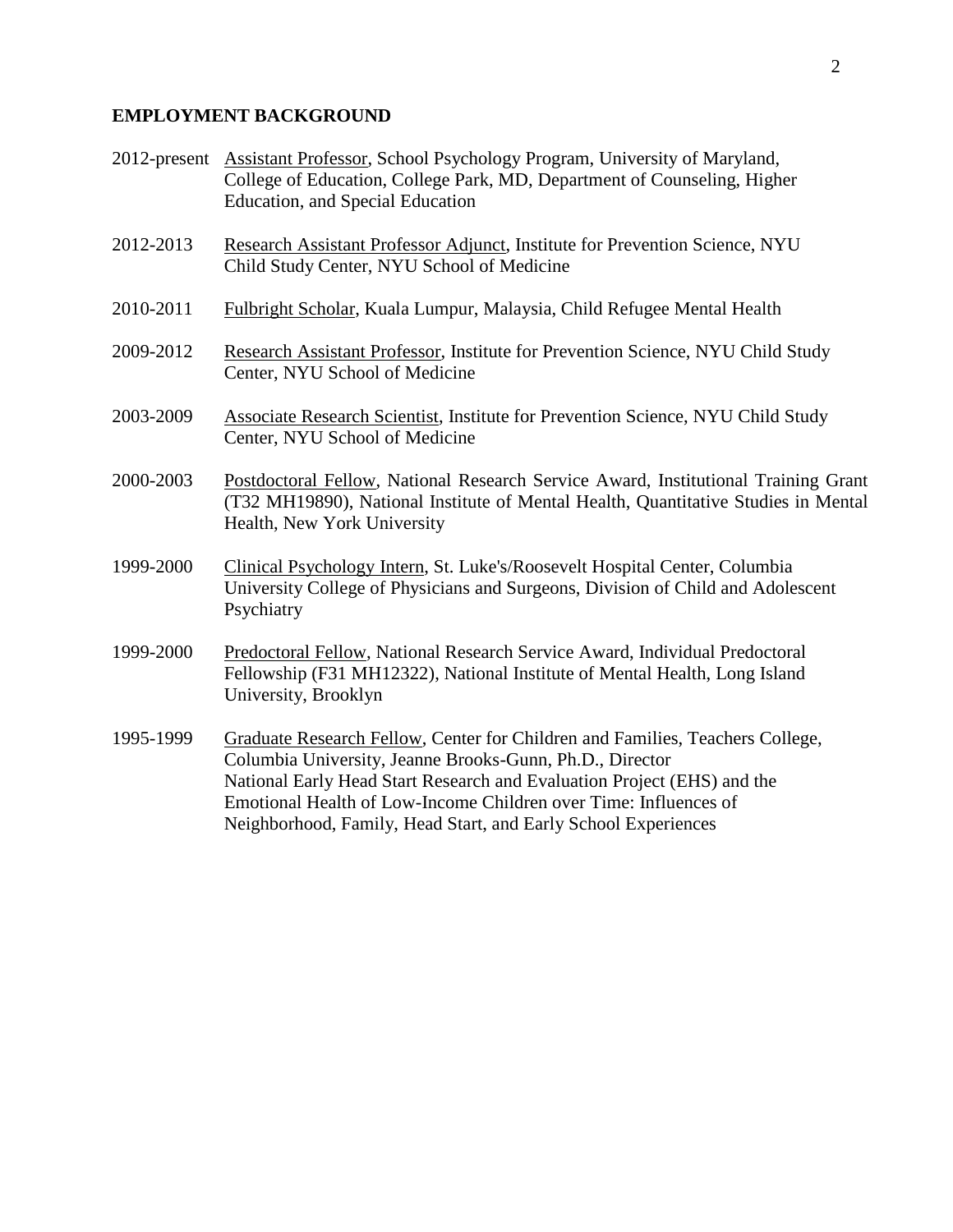## EMPLOYMENT BACKGROUND

2012-present <u>Assistant Professor</u>, School Psychology Program, University of Maryland, College of Education, College Park, MD, Department of Counseling, Higher Education, and Special Education

2012-2013 <u>Research Assistant Professor Adjunct</u>, Institute for Prevention Science, NYU Child Study Center, NYU School of Medicine

2010-2011 <u>Fulbright Scholar</u>, Kuala Lumpur, Malaysia, Child Refugee Mental Health

2009-2012 <u>Research Assistant Professor</u>, Institute for Prevention Science, NYU Child Study Center, NYU School of Medicine

2003-2009 <u>Associate Research Scientist</u>, Institute for Prevention Science, NYU Child Study Center, NYU School of Medicine

2000-2003 <u>Postdoctoral Fellow</u>, National Research Service Award, Institutional Training Grant (T32 MH19890), National Institute of Mental Health, Quantitative Studies in Mental Health, New York University

1999-2000 <u>Clinical Psychology Intern</u>, St. Luke's/Roosevelt Hospital Center, Columbia University College of Physicians and Surgeons, Division of Child and Adolescent Psychiatry

1999-2000 <u>Predoctoral Fellow</u>, National Research Service Award, Individual Predoctoral Fellowship (F31 MH12322), National Institute of Mental Health, Long Island University, Brooklyn

1995-1999 <u>Graduate Research Fellow</u>, Center for Children and Families, Teachers College, Columbia University, Jeanne Brooks-Gunn, Ph.D., Director
National Early Head Start Research and Evaluation Project (EHS) and the Emotional Health of Low-Income Children over Time: Influences of Neighborhood, Family, Head Start, and Early School Experiences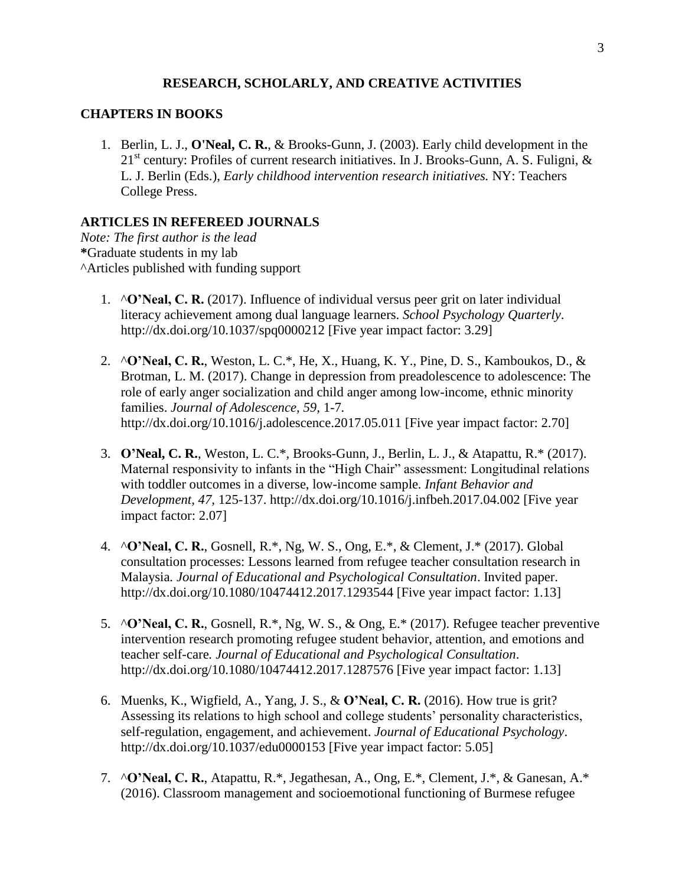## RESEARCH, SCHOLARLY, AND CREATIVE ACTIVITIES

### CHAPTERS IN BOOKS

1. Berlin, L. J., **O'Neal, C. R.**, & Brooks-Gunn, J. (2003). Early child development in the 21st century: Profiles of current research initiatives. In J. Brooks-Gunn, A. S. Fuligni, & L. J. Berlin (Eds.), *Early childhood intervention research initiatives.* NY: Teachers College Press.

### ARTICLES IN REFEREED JOURNALS

*Note: The first author is the lead*
**\***Graduate students in my lab
^Articles published with funding support

1. ^**O'Neal, C. R.** (2017). Influence of individual versus peer grit on later individual literacy achievement among dual language learners. *School Psychology Quarterly*. http://dx.doi.org/10.1037/spq0000212 [Five year impact factor: 3.29]

2. ^**O'Neal, C. R.**, Weston, L. C.*, He, X., Huang, K. Y., Pine, D. S., Kamboukos, D., & Brotman, L. M. (2017). Change in depression from preadolescence to adolescence: The role of early anger socialization and child anger among low-income, ethnic minority families. *Journal of Adolescence, 59,* 1-7. http://dx.doi.org/10.1016/j.adolescence.2017.05.011 [Five year impact factor: 2.70]

3. **O'Neal, C. R.**, Weston, L. C.*, Brooks-Gunn, J., Berlin, L. J., & Atapattu, R.* (2017). Maternal responsivity to infants in the "High Chair" assessment: Longitudinal relations with toddler outcomes in a diverse, low-income sample. *Infant Behavior and Development, 47,* 125-137. http://dx.doi.org/10.1016/j.infbeh.2017.04.002 [Five year impact factor: 2.07]

4. ^**O'Neal, C. R.**, Gosnell, R.*, Ng, W. S., Ong, E.*, & Clement, J.* (2017). Global consultation processes: Lessons learned from refugee teacher consultation research in Malaysia. *Journal of Educational and Psychological Consultation*. Invited paper. http://dx.doi.org/10.1080/10474412.2017.1293544 [Five year impact factor: 1.13]

5. ^**O'Neal, C. R.**, Gosnell, R.*, Ng, W. S., & Ong, E.* (2017). Refugee teacher preventive intervention research promoting refugee student behavior, attention, and emotions and teacher self-care. *Journal of Educational and Psychological Consultation*. http://dx.doi.org/10.1080/10474412.2017.1287576 [Five year impact factor: 1.13]

6. Muenks, K., Wigfield, A., Yang, J. S., & **O'Neal, C. R.** (2016). How true is grit? Assessing its relations to high school and college students' personality characteristics, self-regulation, engagement, and achievement. *Journal of Educational Psychology*. http://dx.doi.org/10.1037/edu0000153 [Five year impact factor: 5.05]

7. ^**O'Neal, C. R.**, Atapattu, R.*, Jegathesan, A., Ong, E.*, Clement, J.*, & Ganesan, A.* (2016). Classroom management and socioemotional functioning of Burmese refugee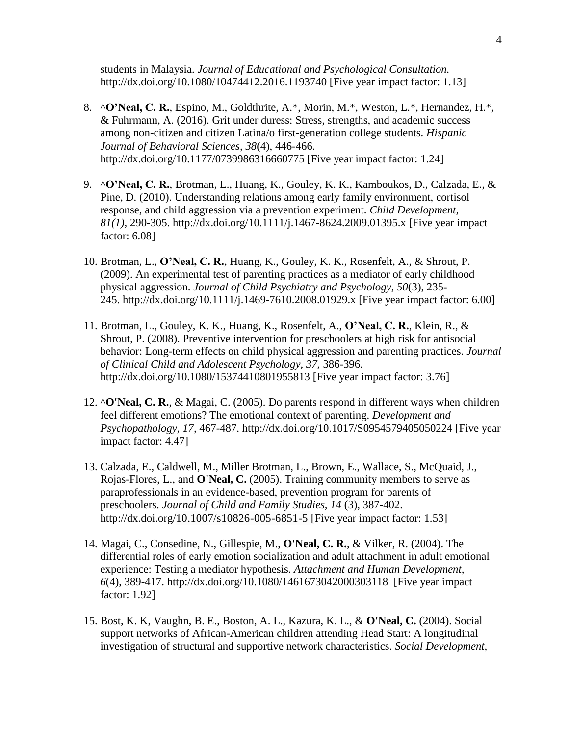students in Malaysia. *Journal of Educational and Psychological Consultation.* http://dx.doi.org/10.1080/10474412.2016.1193740 [Five year impact factor: 1.13]

8. ^**O'Neal, C. R.**, Espino, M., Goldthrite, A.*, Morin, M.*, Weston, L.*, Hernandez, H.*, & Fuhrmann, A. (2016). Grit under duress: Stress, strengths, and academic success among non-citizen and citizen Latina/o first-generation college students. *Hispanic Journal of Behavioral Sciences*, *38*(4), 446-466. http://dx.doi.org/10.1177/0739986316660775 [Five year impact factor: 1.24]

9. ^**O'Neal, C. R.**, Brotman, L., Huang, K., Gouley, K. K., Kamboukos, D., Calzada, E., & Pine, D. (2010). Understanding relations among early family environment, cortisol response, and child aggression via a prevention experiment. *Child Development*, *81(1),* 290-305. http://dx.doi.org/10.1111/j.1467-8624.2009.01395.x [Five year impact factor: 6.08]

10. Brotman, L., **O'Neal, C. R.**, Huang, K., Gouley, K. K., Rosenfelt, A., & Shrout, P. (2009). An experimental test of parenting practices as a mediator of early childhood physical aggression. *Journal of Child Psychiatry and Psychology*, *50*(3), 235-245. http://dx.doi.org/10.1111/j.1469-7610.2008.01929.x [Five year impact factor: 6.00]

11. Brotman, L., Gouley, K. K., Huang, K., Rosenfelt, A., **O'Neal, C. R.**, Klein, R., & Shrout, P. (2008). Preventive intervention for preschoolers at high risk for antisocial behavior: Long-term effects on child physical aggression and parenting practices. *Journal of Clinical Child and Adolescent Psychology, 37,* 386-396. http://dx.doi.org/10.1080/15374410801955813 [Five year impact factor: 3.76]

12. ^**O'Neal, C. R.**, & Magai, C. (2005). Do parents respond in different ways when children feel different emotions? The emotional context of parenting. *Development and Psychopathology, 17,* 467-487. http://dx.doi.org/10.1017/S0954579405050224 [Five year impact factor: 4.47]

13. Calzada, E., Caldwell, M., Miller Brotman, L., Brown, E., Wallace, S., McQuaid, J., Rojas-Flores, L., and **O'Neal, C.** (2005). Training community members to serve as paraprofessionals in an evidence-based, prevention program for parents of preschoolers. *Journal of Child and Family Studies, 14* (3), 387-402. http://dx.doi.org/10.1007/s10826-005-6851-5 [Five year impact factor: 1.53]

14. Magai, C., Consedine, N., Gillespie, M., **O'Neal, C. R.**, & Vilker, R. (2004). The differential roles of early emotion socialization and adult attachment in adult emotional experience: Testing a mediator hypothesis. *Attachment and Human Development, 6*(4), 389-417. http://dx.doi.org/10.1080/1461673042000303118 [Five year impact factor: 1.92]

15. Bost, K. K, Vaughn, B. E., Boston, A. L., Kazura, K. L., & **O'Neal, C.** (2004). Social support networks of African-American children attending Head Start: A longitudinal investigation of structural and supportive network characteristics. *Social Development,*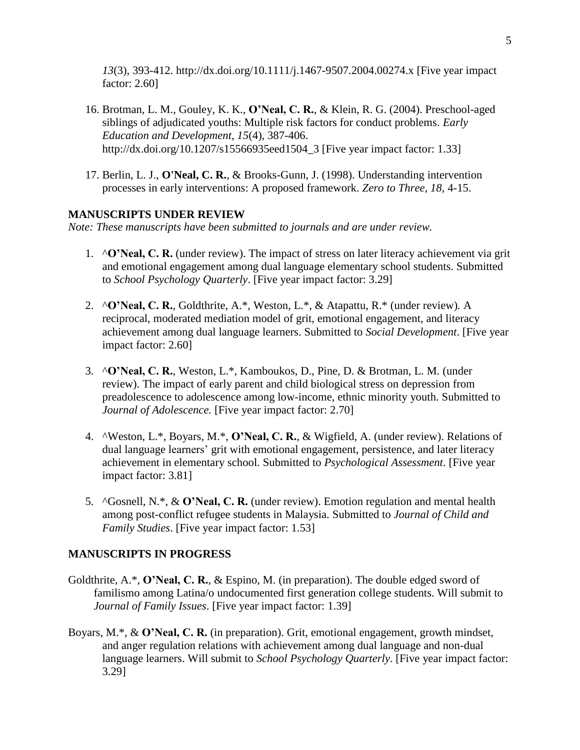*13*(3), 393-412. http://dx.doi.org/10.1111/j.1467-9507.2004.00274.x [Five year impact factor: 2.60]

16. Brotman, L. M., Gouley, K. K., **O'Neal, C. R.**, & Klein, R. G. (2004). Preschool-aged siblings of adjudicated youths: Multiple risk factors for conduct problems. *Early Education and Development*, *15*(4), 387-406. http://dx.doi.org/10.1207/s15566935eed1504_3 [Five year impact factor: 1.33]

17. Berlin, L. J., **O'Neal, C. R.**, & Brooks-Gunn, J. (1998). Understanding intervention processes in early interventions: A proposed framework. *Zero to Three, 18,* 4-15.

### MANUSCRIPTS UNDER REVIEW

*Note: These manuscripts have been submitted to journals and are under review.*

1. ^**O'Neal, C. R.** (under review). The impact of stress on later literacy achievement via grit and emotional engagement among dual language elementary school students. Submitted to *School Psychology Quarterly*. [Five year impact factor: 3.29]

2. ^**O'Neal, C. R.**, Goldthrite, A.*, Weston, L.*, & Atapattu, R.* (under review). A reciprocal, moderated mediation model of grit, emotional engagement, and literacy achievement among dual language learners. Submitted to *Social Development*. [Five year impact factor: 2.60]

3. ^**O'Neal, C. R.**, Weston, L.*, Kamboukos, D., Pine, D. & Brotman, L. M. (under review). The impact of early parent and child biological stress on depression from preadolescence to adolescence among low-income, ethnic minority youth. Submitted to *Journal of Adolescence.* [Five year impact factor: 2.70]

4. ^Weston, L.*, Boyars, M.*, **O'Neal, C. R.**, & Wigfield, A. (under review). Relations of dual language learners' grit with emotional engagement, persistence, and later literacy achievement in elementary school. Submitted to *Psychological Assessment*. [Five year impact factor: 3.81]

5. ^Gosnell, N.*, & **O'Neal, C. R.** (under review). Emotion regulation and mental health among post-conflict refugee students in Malaysia. Submitted to *Journal of Child and Family Studies*. [Five year impact factor: 1.53]

### MANUSCRIPTS IN PROGRESS

Goldthrite, A.*, **O'Neal, C. R.**, & Espino, M. (in preparation). The double edged sword of familismo among Latina/o undocumented first generation college students. Will submit to *Journal of Family Issues*. [Five year impact factor: 1.39]

Boyars, M.*, & **O'Neal, C. R.** (in preparation). Grit, emotional engagement, growth mindset, and anger regulation relations with achievement among dual language and non-dual language learners. Will submit to *School Psychology Quarterly*. [Five year impact factor: 3.29]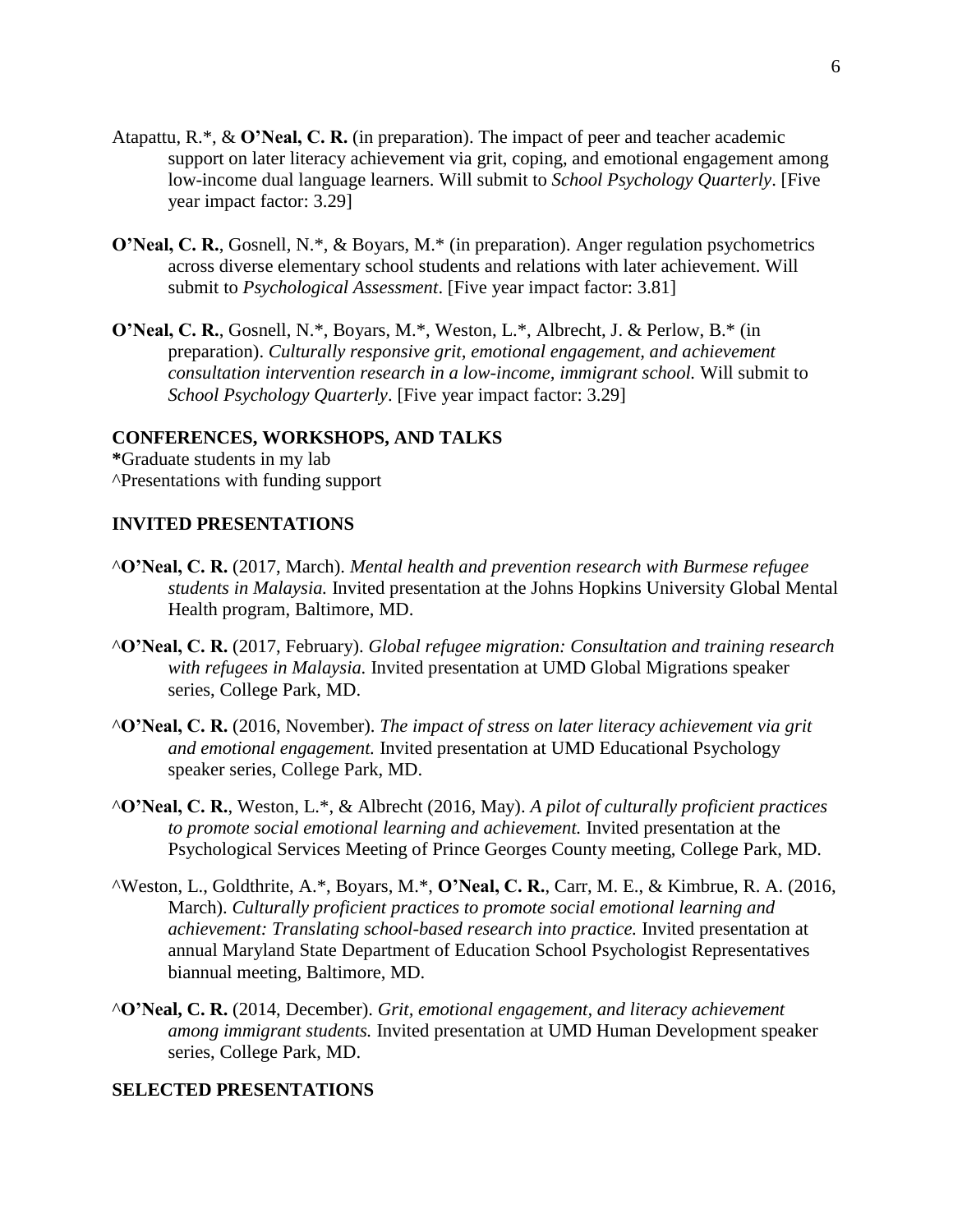Atapattu, R.*, & **O'Neal, C. R.** (in preparation). The impact of peer and teacher academic support on later literacy achievement via grit, coping, and emotional engagement among low-income dual language learners. Will submit to *School Psychology Quarterly*. [Five year impact factor: 3.29]

**O'Neal, C. R.**, Gosnell, N.*, & Boyars, M.* (in preparation). Anger regulation psychometrics across diverse elementary school students and relations with later achievement. Will submit to *Psychological Assessment*. [Five year impact factor: 3.81]

**O'Neal, C. R.**, Gosnell, N.*, Boyars, M.*, Weston, L.*, Albrecht, J. & Perlow, B.* (in preparation). *Culturally responsive grit, emotional engagement, and achievement consultation intervention research in a low-income, immigrant school.* Will submit to *School Psychology Quarterly*. [Five year impact factor: 3.29]

## CONFERENCES, WORKSHOPS, AND TALKS

**\***Graduate students in my lab
^Presentations with funding support

## INVITED PRESENTATIONS

^**O'Neal, C. R.** (2017, March). *Mental health and prevention research with Burmese refugee students in Malaysia.* Invited presentation at the Johns Hopkins University Global Mental Health program, Baltimore, MD.

^**O'Neal, C. R.** (2017, February). *Global refugee migration: Consultation and training research with refugees in Malaysia.* Invited presentation at UMD Global Migrations speaker series, College Park, MD.

^**O'Neal, C. R.** (2016, November). *The impact of stress on later literacy achievement via grit and emotional engagement.* Invited presentation at UMD Educational Psychology speaker series, College Park, MD.

^**O'Neal, C. R.**, Weston, L.*, & Albrecht (2016, May). *A pilot of culturally proficient practices to promote social emotional learning and achievement.* Invited presentation at the Psychological Services Meeting of Prince Georges County meeting, College Park, MD.

^Weston, L., Goldthrite, A.*, Boyars, M.*, **O'Neal, C. R.**, Carr, M. E., & Kimbrue, R. A. (2016, March). *Culturally proficient practices to promote social emotional learning and achievement: Translating school-based research into practice.* Invited presentation at annual Maryland State Department of Education School Psychologist Representatives biannual meeting, Baltimore, MD.

^**O'Neal, C. R.** (2014, December). *Grit, emotional engagement, and literacy achievement among immigrant students.* Invited presentation at UMD Human Development speaker series, College Park, MD.

## SELECTED PRESENTATIONS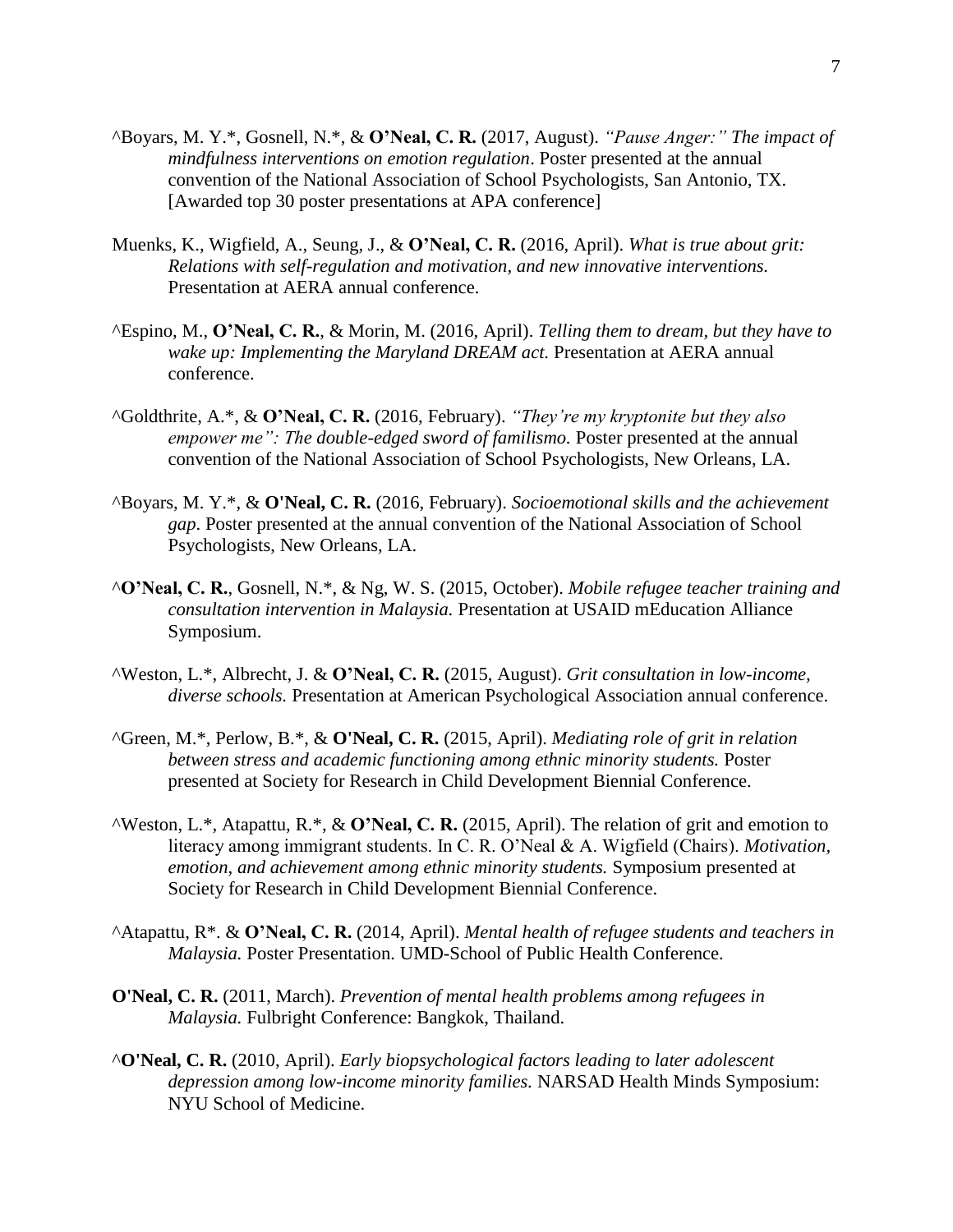^Boyars, M. Y.*, Gosnell, N.*, & **O'Neal, C. R.** (2017, August). *"Pause Anger:" The impact of mindfulness interventions on emotion regulation*. Poster presented at the annual convention of the National Association of School Psychologists, San Antonio, TX. [Awarded top 30 poster presentations at APA conference]

Muenks, K., Wigfield, A., Seung, J., & **O'Neal, C. R.** (2016, April). *What is true about grit: Relations with self-regulation and motivation, and new innovative interventions.* Presentation at AERA annual conference.

^Espino, M., **O'Neal, C. R.**, & Morin, M. (2016, April). *Telling them to dream, but they have to wake up: Implementing the Maryland DREAM act.* Presentation at AERA annual conference.

^Goldthrite, A.*, & **O'Neal, C. R.** (2016, February). *"They're my kryptonite but they also empower me": The double-edged sword of familismo.* Poster presented at the annual convention of the National Association of School Psychologists, New Orleans, LA.

^Boyars, M. Y.*, & **O'Neal, C. R.** (2016, February). *Socioemotional skills and the achievement gap*. Poster presented at the annual convention of the National Association of School Psychologists, New Orleans, LA.

^**O'Neal, C. R.**, Gosnell, N.*, & Ng, W. S. (2015, October). *Mobile refugee teacher training and consultation intervention in Malaysia.* Presentation at USAID mEducation Alliance Symposium.

^Weston, L.*, Albrecht, J. & **O'Neal, C. R.** (2015, August). *Grit consultation in low-income, diverse schools.* Presentation at American Psychological Association annual conference.

^Green, M.*, Perlow, B.*, & **O'Neal, C. R.** (2015, April). *Mediating role of grit in relation between stress and academic functioning among ethnic minority students.* Poster presented at Society for Research in Child Development Biennial Conference.

^Weston, L.*, Atapattu, R.*, & **O'Neal, C. R.** (2015, April). The relation of grit and emotion to literacy among immigrant students. In C. R. O'Neal & A. Wigfield (Chairs). *Motivation, emotion, and achievement among ethnic minority students.* Symposium presented at Society for Research in Child Development Biennial Conference.

^Atapattu, R*. & **O'Neal, C. R.** (2014, April). *Mental health of refugee students and teachers in Malaysia.* Poster Presentation. UMD-School of Public Health Conference.

**O'Neal, C. R.** (2011, March). *Prevention of mental health problems among refugees in Malaysia.* Fulbright Conference: Bangkok, Thailand.

^**O'Neal, C. R.** (2010, April). *Early biopsychological factors leading to later adolescent depression among low-income minority families.* NARSAD Health Minds Symposium: NYU School of Medicine.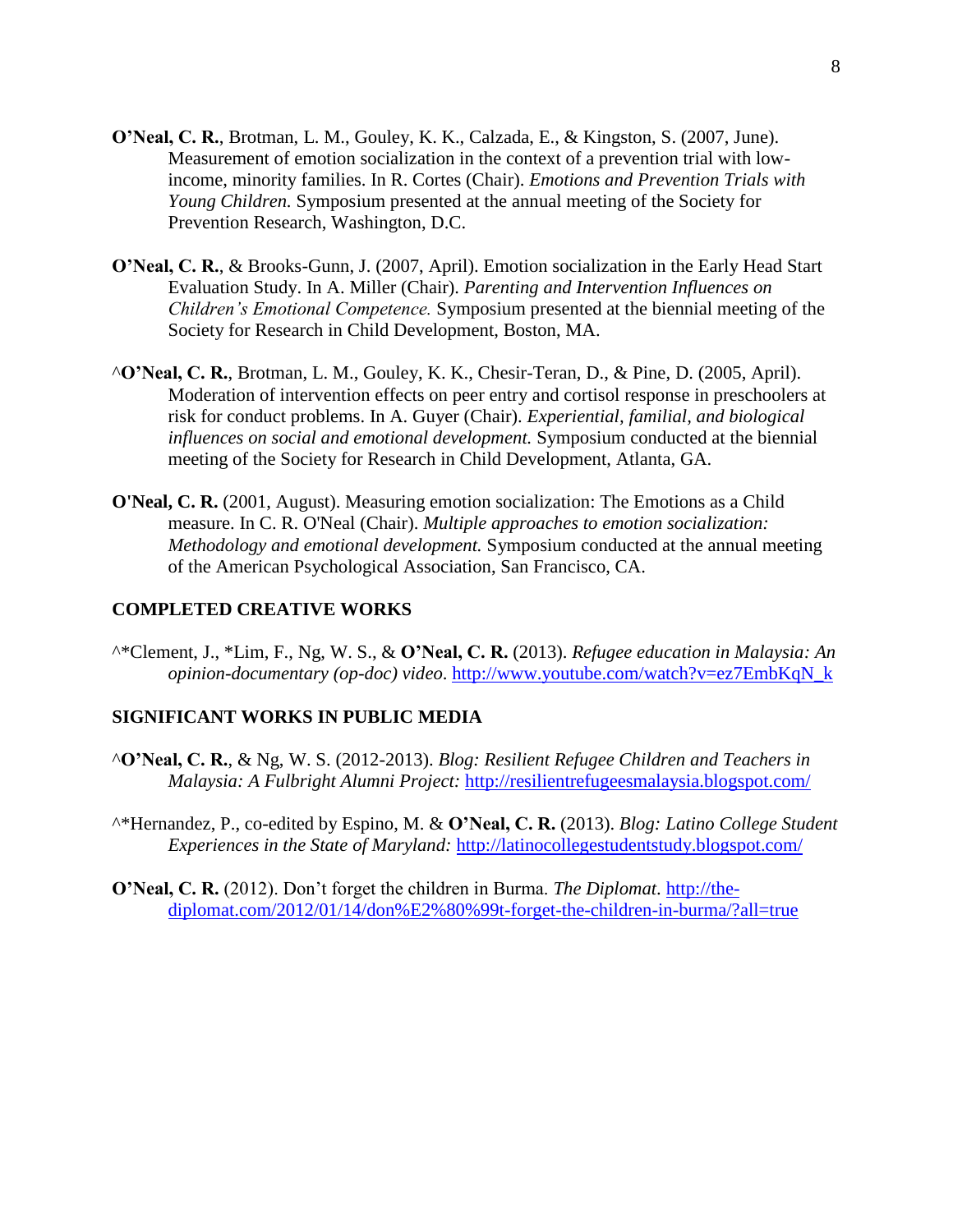**O'Neal, C. R.**, Brotman, L. M., Gouley, K. K., Calzada, E., & Kingston, S. (2007, June). Measurement of emotion socialization in the context of a prevention trial with low-income, minority families. In R. Cortes (Chair). *Emotions and Prevention Trials with Young Children.* Symposium presented at the annual meeting of the Society for Prevention Research, Washington, D.C.

**O'Neal, C. R.**, & Brooks-Gunn, J. (2007, April). Emotion socialization in the Early Head Start Evaluation Study. In A. Miller (Chair). *Parenting and Intervention Influences on Children's Emotional Competence.* Symposium presented at the biennial meeting of the Society for Research in Child Development, Boston, MA.

^**O'Neal, C. R.**, Brotman, L. M., Gouley, K. K., Chesir-Teran, D., & Pine, D. (2005, April). Moderation of intervention effects on peer entry and cortisol response in preschoolers at risk for conduct problems. In A. Guyer (Chair). *Experiential, familial, and biological influences on social and emotional development.* Symposium conducted at the biennial meeting of the Society for Research in Child Development, Atlanta, GA.

**O'Neal, C. R.** (2001, August). Measuring emotion socialization: The Emotions as a Child measure. In C. R. O'Neal (Chair). *Multiple approaches to emotion socialization: Methodology and emotional development.* Symposium conducted at the annual meeting of the American Psychological Association, San Francisco, CA.

## COMPLETED CREATIVE WORKS

^*Clement, J., *Lim, F., Ng, W. S., & **O'Neal, C. R.** (2013). *Refugee education in Malaysia: An opinion-documentary (op-doc) video*. http://www.youtube.com/watch?v=ez7EmbKqN_k

## SIGNIFICANT WORKS IN PUBLIC MEDIA

^**O'Neal, C. R.**, & Ng, W. S. (2012-2013). *Blog: Resilient Refugee Children and Teachers in Malaysia: A Fulbright Alumni Project:* http://resilientrefugeesmalaysia.blogspot.com/

^*Hernandez, P., co-edited by Espino, M. & **O'Neal, C. R.** (2013). *Blog: Latino College Student Experiences in the State of Maryland:* http://latinocollegestudentstudy.blogspot.com/

**O'Neal, C. R.** (2012). Don't forget the children in Burma. *The Diplomat*. http://the-diplomat.com/2012/01/14/don%E2%80%99t-forget-the-children-in-burma/?all=true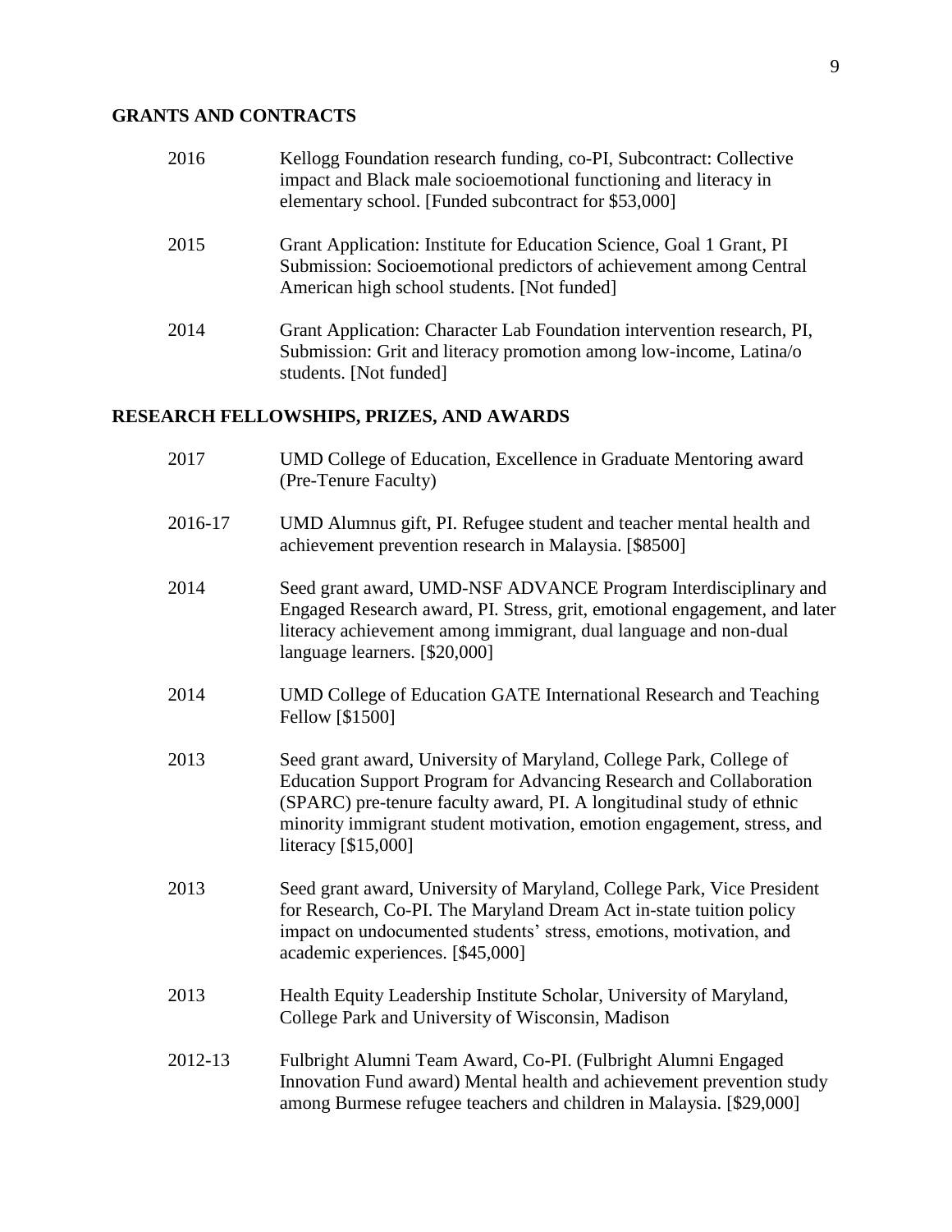## GRANTS AND CONTRACTS

2016 Kellogg Foundation research funding, co-PI, Subcontract: Collective impact and Black male socioemotional functioning and literacy in elementary school. [Funded subcontract for $53,000]

2015 Grant Application: Institute for Education Science, Goal 1 Grant, PI Submission: Socioemotional predictors of achievement among Central American high school students. [Not funded]

2014 Grant Application: Character Lab Foundation intervention research, PI, Submission: Grit and literacy promotion among low-income, Latina/o students. [Not funded]

## RESEARCH FELLOWSHIPS, PRIZES, AND AWARDS

2017 UMD College of Education, Excellence in Graduate Mentoring award (Pre-Tenure Faculty)

2016-17 UMD Alumnus gift, PI. Refugee student and teacher mental health and achievement prevention research in Malaysia. [$8500]

2014 Seed grant award, UMD-NSF ADVANCE Program Interdisciplinary and Engaged Research award, PI. Stress, grit, emotional engagement, and later literacy achievement among immigrant, dual language and non-dual language learners. [$20,000]

2014 UMD College of Education GATE International Research and Teaching Fellow [$1500]

2013 Seed grant award, University of Maryland, College Park, College of Education Support Program for Advancing Research and Collaboration (SPARC) pre-tenure faculty award, PI. A longitudinal study of ethnic minority immigrant student motivation, emotion engagement, stress, and literacy [$15,000]

2013 Seed grant award, University of Maryland, College Park, Vice President for Research, Co-PI. The Maryland Dream Act in-state tuition policy impact on undocumented students' stress, emotions, motivation, and academic experiences. [$45,000]

2013 Health Equity Leadership Institute Scholar, University of Maryland, College Park and University of Wisconsin, Madison

2012-13 Fulbright Alumni Team Award, Co-PI. (Fulbright Alumni Engaged Innovation Fund award) Mental health and achievement prevention study among Burmese refugee teachers and children in Malaysia. [$29,000]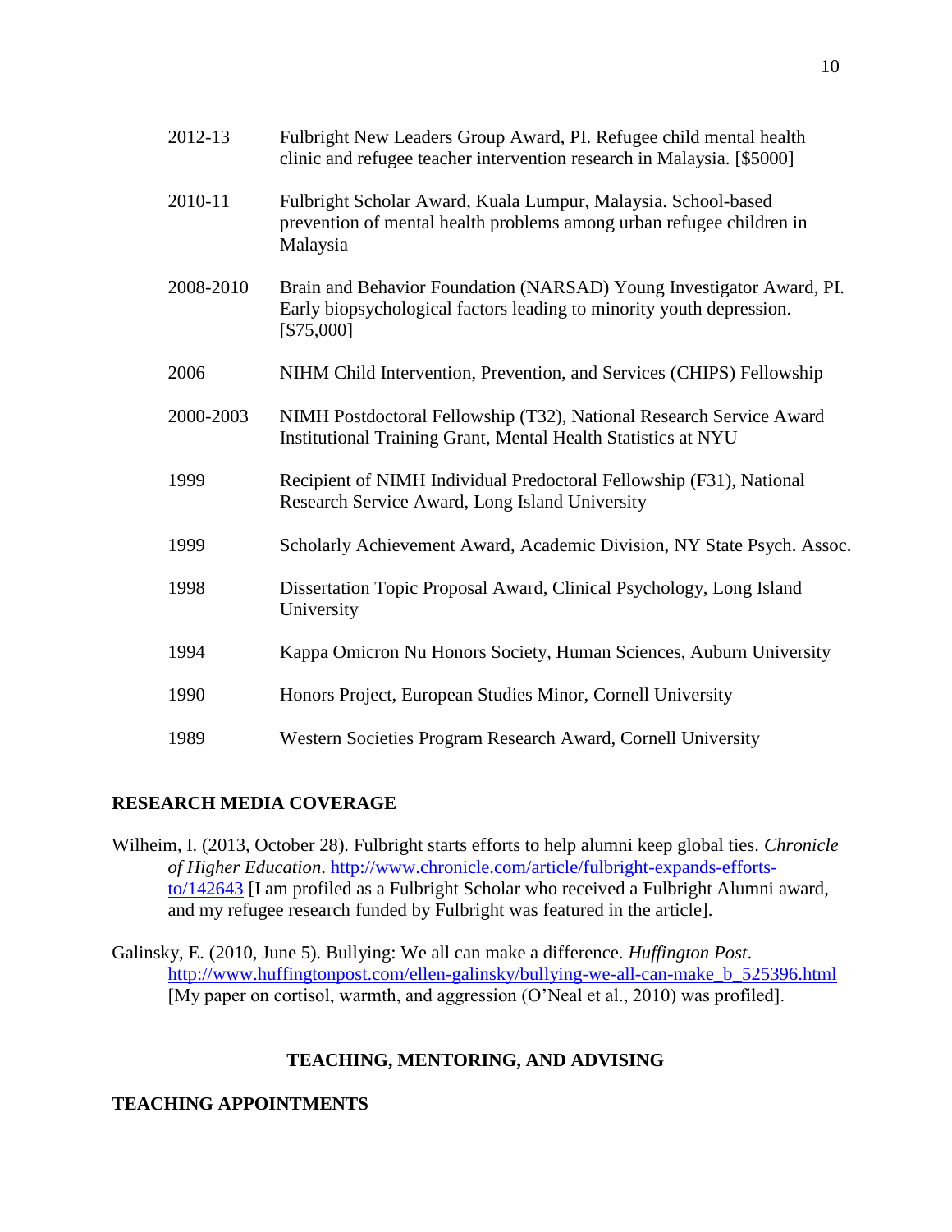| | |
|---|---|
| 2012-13 | Fulbright New Leaders Group Award, PI. Refugee child mental health clinic and refugee teacher intervention research in Malaysia. [$5000] |
| 2010-11 | Fulbright Scholar Award, Kuala Lumpur, Malaysia. School-based prevention of mental health problems among urban refugee children in Malaysia |
| 2008-2010 | Brain and Behavior Foundation (NARSAD) Young Investigator Award, PI. Early biopsychological factors leading to minority youth depression. [$75,000] |
| 2006 | NIHM Child Intervention, Prevention, and Services (CHIPS) Fellowship |
| 2000-2003 | NIMH Postdoctoral Fellowship (T32), National Research Service Award Institutional Training Grant, Mental Health Statistics at NYU |
| 1999 | Recipient of NIMH Individual Predoctoral Fellowship (F31), National Research Service Award, Long Island University |
| 1999 | Scholarly Achievement Award, Academic Division, NY State Psych. Assoc. |
| 1998 | Dissertation Topic Proposal Award, Clinical Psychology, Long Island University |
| 1994 | Kappa Omicron Nu Honors Society, Human Sciences, Auburn University |
| 1990 | Honors Project, European Studies Minor, Cornell University |
| 1989 | Western Societies Program Research Award, Cornell University |

## RESEARCH MEDIA COVERAGE

Wilheim, I. (2013, October 28). Fulbright starts efforts to help alumni keep global ties. *Chronicle of Higher Education*. http://www.chronicle.com/article/fulbright-expands-efforts-to/142643 [I am profiled as a Fulbright Scholar who received a Fulbright Alumni award, and my refugee research funded by Fulbright was featured in the article].

Galinsky, E. (2010, June 5). Bullying: We all can make a difference. *Huffington Post*. http://www.huffingtonpost.com/ellen-galinsky/bullying-we-all-can-make_b_525396.html [My paper on cortisol, warmth, and aggression (O'Neal et al., 2010) was profiled].

# TEACHING, MENTORING, AND ADVISING

## TEACHING APPOINTMENTS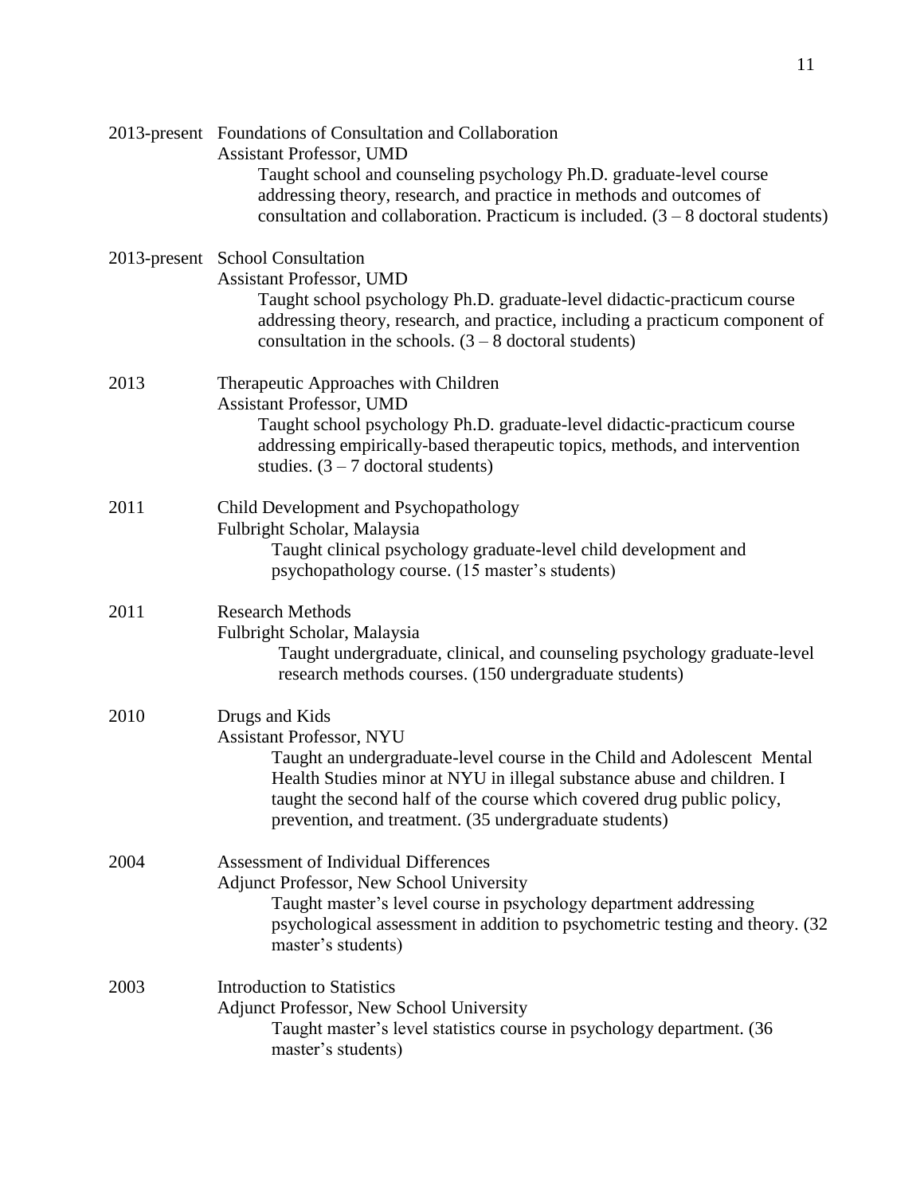2013-present Foundations of Consultation and Collaboration
Assistant Professor, UMD
Taught school and counseling psychology Ph.D. graduate-level course addressing theory, research, and practice in methods and outcomes of consultation and collaboration. Practicum is included. (3 – 8 doctoral students)

2013-present School Consultation
Assistant Professor, UMD
Taught school psychology Ph.D. graduate-level didactic-practicum course addressing theory, research, and practice, including a practicum component of consultation in the schools. (3 – 8 doctoral students)

2013 Therapeutic Approaches with Children
Assistant Professor, UMD
Taught school psychology Ph.D. graduate-level didactic-practicum course addressing empirically-based therapeutic topics, methods, and intervention studies. (3 – 7 doctoral students)

2011 Child Development and Psychopathology
Fulbright Scholar, Malaysia
Taught clinical psychology graduate-level child development and psychopathology course. (15 master's students)

2011 Research Methods
Fulbright Scholar, Malaysia
Taught undergraduate, clinical, and counseling psychology graduate-level research methods courses. (150 undergraduate students)

2010 Drugs and Kids
Assistant Professor, NYU
Taught an undergraduate-level course in the Child and Adolescent Mental Health Studies minor at NYU in illegal substance abuse and children. I taught the second half of the course which covered drug public policy, prevention, and treatment. (35 undergraduate students)

2004 Assessment of Individual Differences
Adjunct Professor, New School University
Taught master's level course in psychology department addressing psychological assessment in addition to psychometric testing and theory. (32 master's students)

2003 Introduction to Statistics
Adjunct Professor, New School University
Taught master's level statistics course in psychology department. (36 master's students)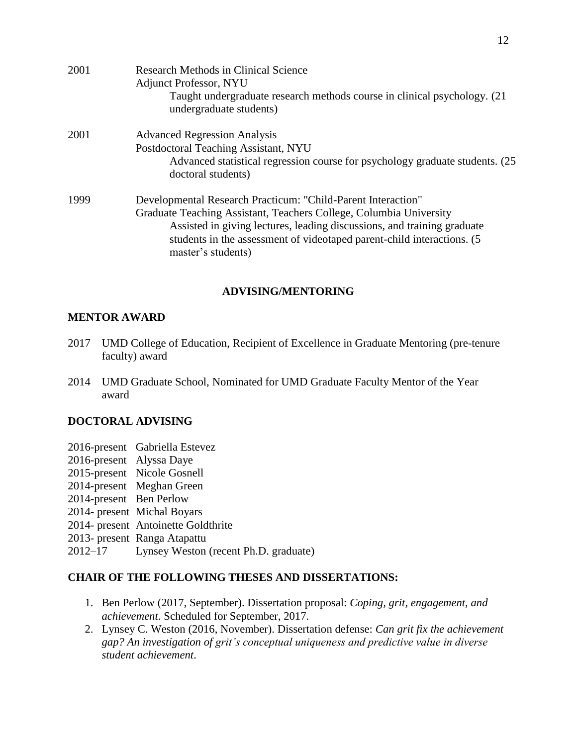2001 Research Methods in Clinical Science
Adjunct Professor, NYU
Taught undergraduate research methods course in clinical psychology. (21 undergraduate students)

2001 Advanced Regression Analysis
Postdoctoral Teaching Assistant, NYU
Advanced statistical regression course for psychology graduate students. (25 doctoral students)

1999 Developmental Research Practicum: "Child-Parent Interaction"
Graduate Teaching Assistant, Teachers College, Columbia University
Assisted in giving lectures, leading discussions, and training graduate students in the assessment of videotaped parent-child interactions. (5 master's students)

## ADVISING/MENTORING

### MENTOR AWARD

2017 UMD College of Education, Recipient of Excellence in Graduate Mentoring (pre-tenure faculty) award

2014 UMD Graduate School, Nominated for UMD Graduate Faculty Mentor of the Year award

### DOCTORAL ADVISING

2016-present Gabriella Estevez
2016-present Alyssa Daye
2015-present Nicole Gosnell
2014-present Meghan Green
2014-present Ben Perlow
2014- present Michal Boyars
2014- present Antoinette Goldthrite
2013- present Ranga Atapattu
2012–17 Lynsey Weston (recent Ph.D. graduate)

### CHAIR OF THE FOLLOWING THESES AND DISSERTATIONS:

1. Ben Perlow (2017, September). Dissertation proposal: *Coping, grit, engagement, and achievement*. Scheduled for September, 2017.
2. Lynsey C. Weston (2016, November). Dissertation defense: *Can grit fix the achievement gap? An investigation of grit's conceptual uniqueness and predictive value in diverse student achievement*.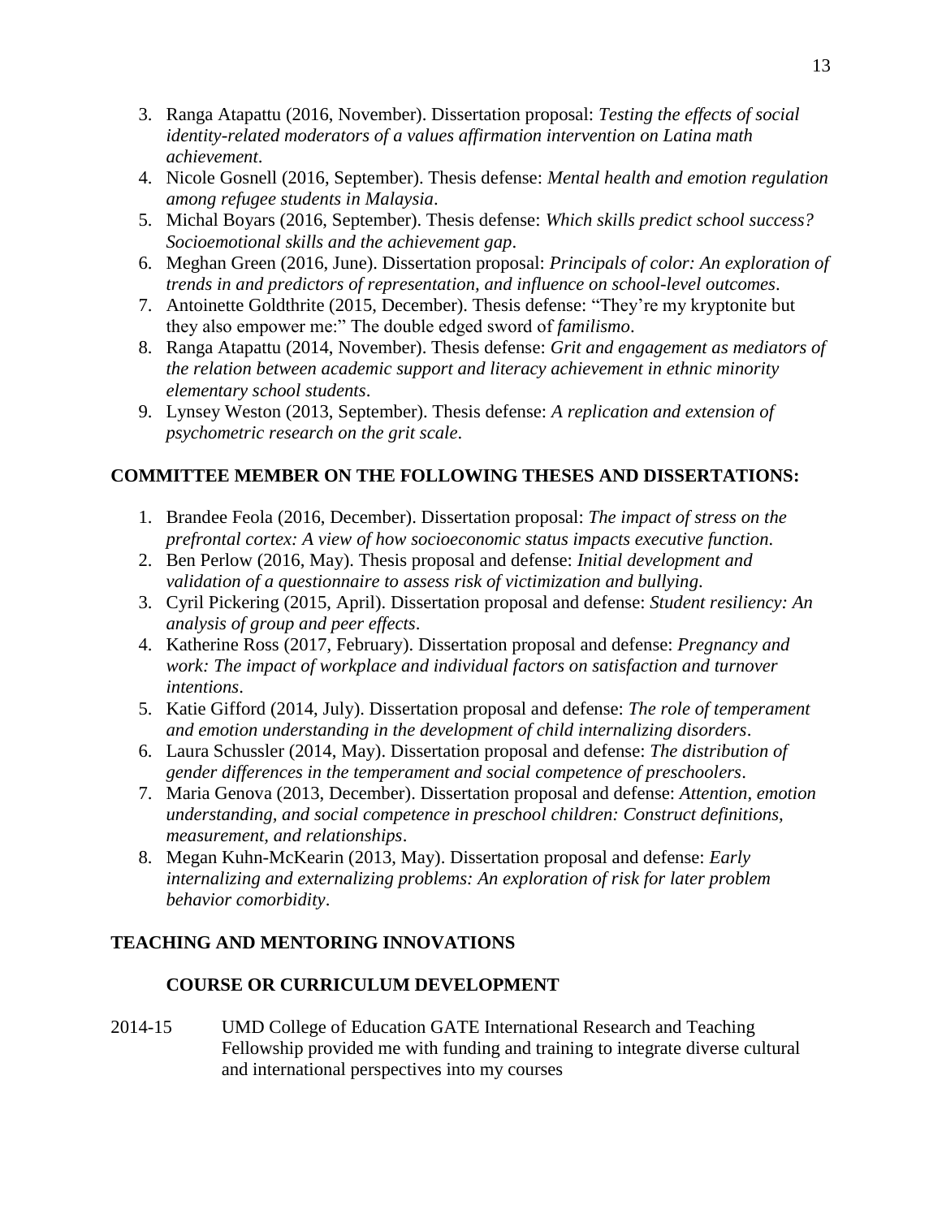3. Ranga Atapattu (2016, November). Dissertation proposal: *Testing the effects of social identity-related moderators of a values affirmation intervention on Latina math achievement*.
4. Nicole Gosnell (2016, September). Thesis defense: *Mental health and emotion regulation among refugee students in Malaysia*.
5. Michal Boyars (2016, September). Thesis defense: *Which skills predict school success? Socioemotional skills and the achievement gap*.
6. Meghan Green (2016, June). Dissertation proposal: *Principals of color: An exploration of trends in and predictors of representation, and influence on school-level outcomes*.
7. Antoinette Goldthrite (2015, December). Thesis defense: "They're my kryptonite but they also empower me:" The double edged sword of *familismo*.
8. Ranga Atapattu (2014, November). Thesis defense: *Grit and engagement as mediators of the relation between academic support and literacy achievement in ethnic minority elementary school students*.
9. Lynsey Weston (2013, September). Thesis defense: *A replication and extension of psychometric research on the grit scale*.

## COMMITTEE MEMBER ON THE FOLLOWING THESES AND DISSERTATIONS:

1. Brandee Feola (2016, December). Dissertation proposal: *The impact of stress on the prefrontal cortex: A view of how socioeconomic status impacts executive function*.
2. Ben Perlow (2016, May). Thesis proposal and defense: *Initial development and validation of a questionnaire to assess risk of victimization and bullying*.
3. Cyril Pickering (2015, April). Dissertation proposal and defense: *Student resiliency: An analysis of group and peer effects*.
4. Katherine Ross (2017, February). Dissertation proposal and defense: *Pregnancy and work: The impact of workplace and individual factors on satisfaction and turnover intentions*.
5. Katie Gifford (2014, July). Dissertation proposal and defense: *The role of temperament and emotion understanding in the development of child internalizing disorders*.
6. Laura Schussler (2014, May). Dissertation proposal and defense: *The distribution of gender differences in the temperament and social competence of preschoolers*.
7. Maria Genova (2013, December). Dissertation proposal and defense: *Attention, emotion understanding, and social competence in preschool children: Construct definitions, measurement, and relationships*.
8. Megan Kuhn-McKearin (2013, May). Dissertation proposal and defense: *Early internalizing and externalizing problems: An exploration of risk for later problem behavior comorbidity*.

## TEACHING AND MENTORING INNOVATIONS

### COURSE OR CURRICULUM DEVELOPMENT

2014-15 UMD College of Education GATE International Research and Teaching Fellowship provided me with funding and training to integrate diverse cultural and international perspectives into my courses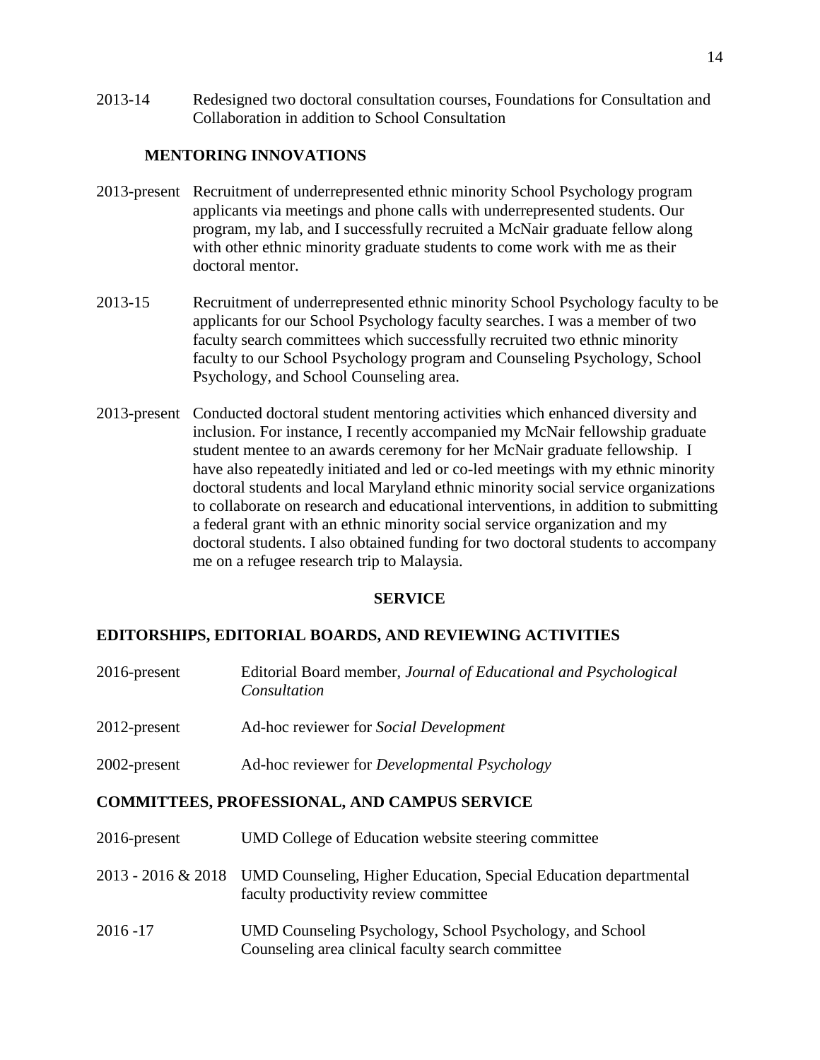2013-14 Redesigned two doctoral consultation courses, Foundations for Consultation and Collaboration in addition to School Consultation

### MENTORING INNOVATIONS

2013-present Recruitment of underrepresented ethnic minority School Psychology program applicants via meetings and phone calls with underrepresented students. Our program, my lab, and I successfully recruited a McNair graduate fellow along with other ethnic minority graduate students to come work with me as their doctoral mentor.

2013-15 Recruitment of underrepresented ethnic minority School Psychology faculty to be applicants for our School Psychology faculty searches. I was a member of two faculty search committees which successfully recruited two ethnic minority faculty to our School Psychology program and Counseling Psychology, School Psychology, and School Counseling area.

2013-present Conducted doctoral student mentoring activities which enhanced diversity and inclusion. For instance, I recently accompanied my McNair fellowship graduate student mentee to an awards ceremony for her McNair graduate fellowship. I have also repeatedly initiated and led or co-led meetings with my ethnic minority doctoral students and local Maryland ethnic minority social service organizations to collaborate on research and educational interventions, in addition to submitting a federal grant with an ethnic minority social service organization and my doctoral students. I also obtained funding for two doctoral students to accompany me on a refugee research trip to Malaysia.

## SERVICE

### EDITORSHIPS, EDITORIAL BOARDS, AND REVIEWING ACTIVITIES

2016-present Editorial Board member, *Journal of Educational and Psychological Consultation*

2012-present Ad-hoc reviewer for *Social Development*

2002-present Ad-hoc reviewer for *Developmental Psychology*

### COMMITTEES, PROFESSIONAL, AND CAMPUS SERVICE

2016-present UMD College of Education website steering committee

2013 - 2016 & 2018 UMD Counseling, Higher Education, Special Education departmental faculty productivity review committee

2016 -17 UMD Counseling Psychology, School Psychology, and School Counseling area clinical faculty search committee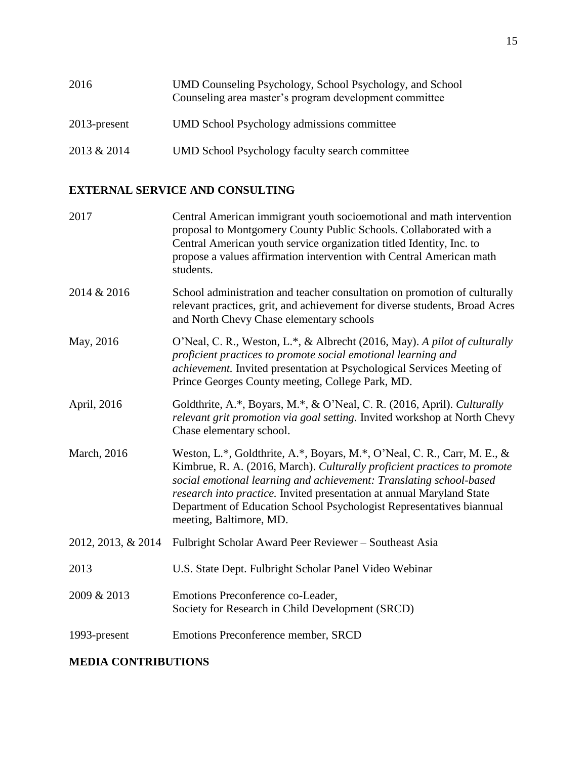2016 UMD Counseling Psychology, School Psychology, and School Counseling area master's program development committee

2013-present UMD School Psychology admissions committee

2013 & 2014 UMD School Psychology faculty search committee

## EXTERNAL SERVICE AND CONSULTING

2017 Central American immigrant youth socioemotional and math intervention proposal to Montgomery County Public Schools. Collaborated with a Central American youth service organization titled Identity, Inc. to propose a values affirmation intervention with Central American math students.

2014 & 2016 School administration and teacher consultation on promotion of culturally relevant practices, grit, and achievement for diverse students, Broad Acres and North Chevy Chase elementary schools

May, 2016 O'Neal, C. R., Weston, L.*, & Albrecht (2016, May). *A pilot of culturally proficient practices to promote social emotional learning and achievement.* Invited presentation at Psychological Services Meeting of Prince Georges County meeting, College Park, MD.

April, 2016 Goldthrite, A.*, Boyars, M.*, & O'Neal, C. R. (2016, April). *Culturally relevant grit promotion via goal setting.* Invited workshop at North Chevy Chase elementary school.

March, 2016 Weston, L.*, Goldthrite, A.*, Boyars, M.*, O'Neal, C. R., Carr, M. E., & Kimbrue, R. A. (2016, March). *Culturally proficient practices to promote social emotional learning and achievement: Translating school-based research into practice.* Invited presentation at annual Maryland State Department of Education School Psychologist Representatives biannual meeting, Baltimore, MD.

2012, 2013, & 2014 Fulbright Scholar Award Peer Reviewer – Southeast Asia

2013 U.S. State Dept. Fulbright Scholar Panel Video Webinar

2009 & 2013 Emotions Preconference co-Leader, Society for Research in Child Development (SRCD)

1993-present Emotions Preconference member, SRCD

## MEDIA CONTRIBUTIONS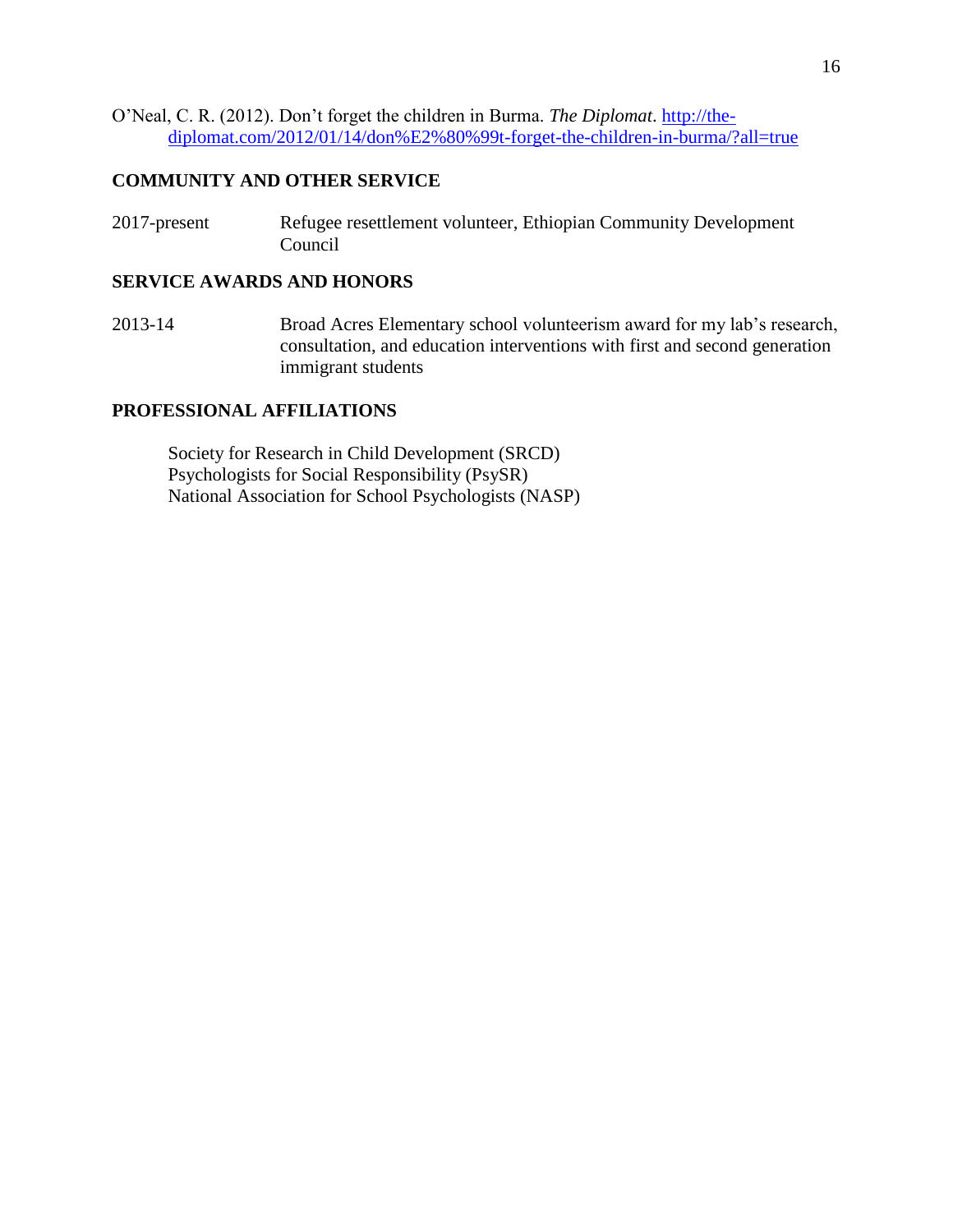O'Neal, C. R. (2012). Don't forget the children in Burma. *The Diplomat*. http://the-diplomat.com/2012/01/14/don%E2%80%99t-forget-the-children-in-burma/?all=true

## COMMUNITY AND OTHER SERVICE

2017-present Refugee resettlement volunteer, Ethiopian Community Development Council

## SERVICE AWARDS AND HONORS

2013-14 Broad Acres Elementary school volunteerism award for my lab's research, consultation, and education interventions with first and second generation immigrant students

## PROFESSIONAL AFFILIATIONS

Society for Research in Child Development (SRCD)
Psychologists for Social Responsibility (PsySR)
National Association for School Psychologists (NASP)